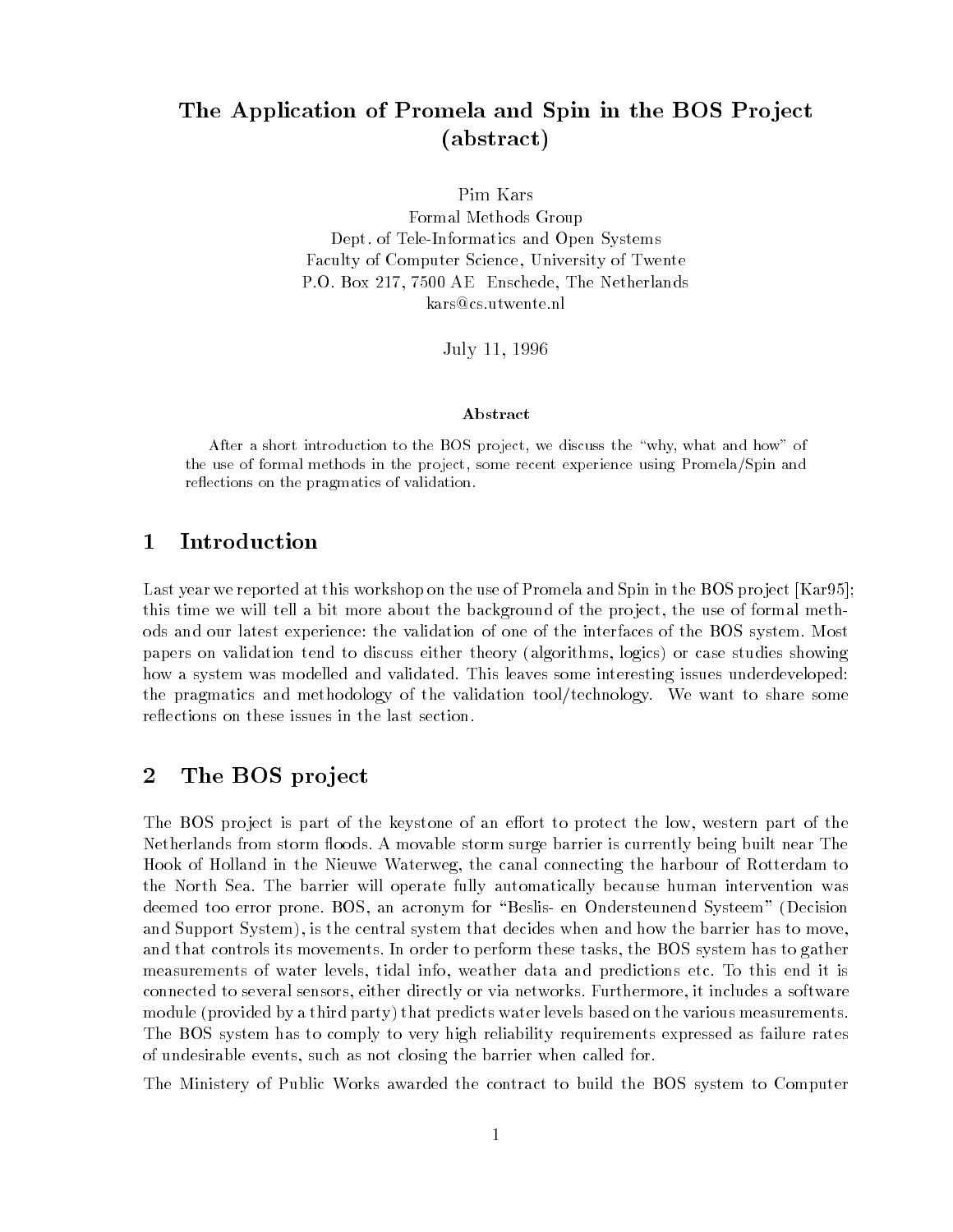# The Application of Promela and Spin in the BOS Project (abstract)

Pim Kars
Formal Methods Group
Dept. of Tele-Informatics and Open Systems
Faculty of Computer Science, University of Twente
P.O. Box 217, 7500 AE Enschede, The Netherlands
kars@cs.utwente.nl

July 11, 1996

### Abstract

After a short introduction to the BOS project, we discuss the "why, what and how" of the use of formal methods in the project, some recent experience using Promela/Spin and reflections on the pragmatics of validation.

## 1 Introduction

Last year we reported at this workshop on the use of Promela and Spin in the BOS project [Kar95]; this time we will tell a bit more about the background of the project, the use of formal methods and our latest experience: the validation of one of the interfaces of the BOS system. Most papers on validation tend to discuss either theory (algorithms, logics) or case studies showing how a system was modelled and validated. This leaves some interesting issues underdeveloped: the pragmatics and methodology of the validation tool/technology. We want to share some reflections on these issues in the last section.

## 2 The BOS project

The BOS project is part of the keystone of an effort to protect the low, western part of the Netherlands from storm floods. A movable storm surge barrier is currently being built near The Hook of Holland in the Nieuwe Waterweg, the canal connecting the harbour of Rotterdam to the North Sea. The barrier will operate fully automatically because human intervention was deemed too error prone. BOS, an acronym for "Beslis- en Ondersteunend Systeem" (Decision and Support System), is the central system that decides when and how the barrier has to move, and that controls its movements. In order to perform these tasks, the BOS system has to gather measurements of water levels, tidal info, weather data and predictions etc. To this end it is connected to several sensors, either directly or via networks. Furthermore, it includes a software module (provided by a third party) that predicts water levels based on the various measurements. The BOS system has to comply to very high reliability requirements expressed as failure rates of undesirable events, such as not closing the barrier when called for.

The Ministery of Public Works awarded the contract to build the BOS system to Computer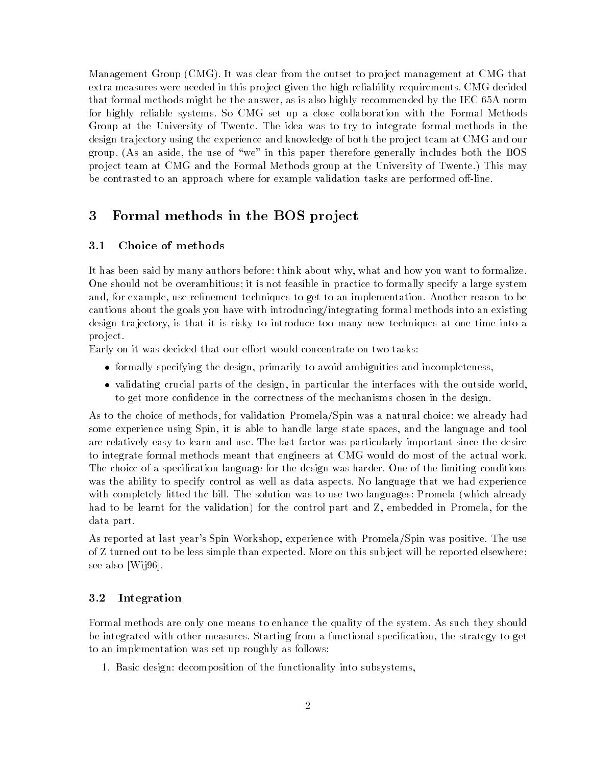Management Group (CMG). It was clear from the outset to project management at CMG that extra measures were needed in this project given the high reliability requirements. CMG decided that formal methods might be the answer, as is also highly recommended by the IEC 65A norm for highly reliable systems. So CMG set up a close collaboration with the Formal Methods Group at the University of Twente. The idea was to try to integrate formal methods in the design trajectory using the experience and knowledge of both the project team at CMG and our group. (As an aside, the use of "we" in this paper therefore generally includes both the BOS project team at CMG and the Formal Methods group at the University of Twente.) This may be contrasted to an approach where for example validation tasks are performed off-line.

# 3 Formal methods in the BOS project

## 3.1 Choice of methods

It has been said by many authors before: think about why, what and how you want to formalize. One should not be overambitious; it is not feasible in practice to formally specify a large system and, for example, use refinement techniques to get to an implementation. Another reason to be cautious about the goals you have with introducing/integrating formal methods into an existing design trajectory, is that it is risky to introduce too many new techniques at one time into a project.

Early on it was decided that our effort would concentrate on two tasks:

- formally specifying the design, primarily to avoid ambiguities and incompleteness,
- validating crucial parts of the design, in particular the interfaces with the outside world, to get more confidence in the correctness of the mechanisms chosen in the design.

As to the choice of methods, for validation Promela/Spin was a natural choice: we already had some experience using Spin, it is able to handle large state spaces, and the language and tool are relatively easy to learn and use. The last factor was particularly important since the desire to integrate formal methods meant that engineers at CMG would do most of the actual work. The choice of a specification language for the design was harder. One of the limiting conditions was the ability to specify control as well as data aspects. No language that we had experience with completely fitted the bill. The solution was to use two languages: Promela (which already had to be learnt for the validation) for the control part and Z, embedded in Promela, for the data part.

As reported at last year's Spin Workshop, experience with Promela/Spin was positive. The use of Z turned out to be less simple than expected. More on this subject will be reported elsewhere; see also [Wij96].

## 3.2 Integration

Formal methods are only one means to enhance the quality of the system. As such they should be integrated with other measures. Starting from a functional specification, the strategy to get to an implementation was set up roughly as follows:

1. Basic design: decomposition of the functionality into subsystems,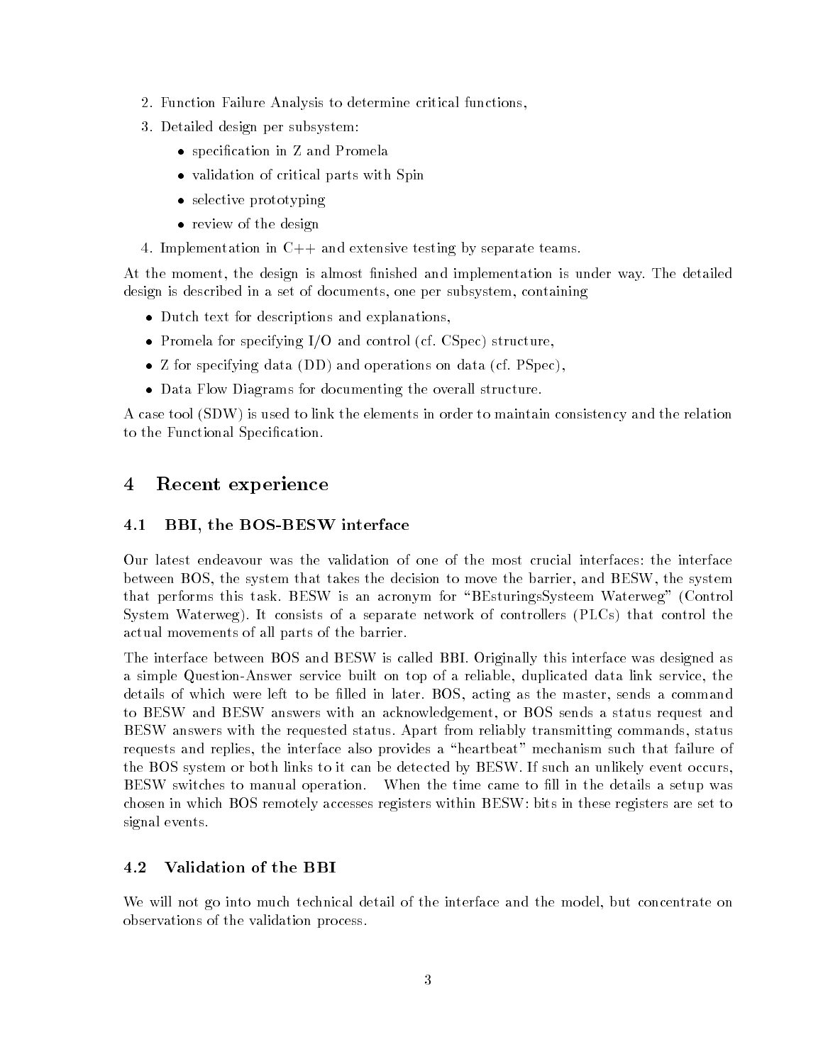2. Function Failure Analysis to determine critical functions,
3. Detailed design per subsystem:
   - specification in Z and Promela
   - validation of critical parts with Spin
   - selective prototyping
   - review of the design
4. Implementation in C++ and extensive testing by separate teams.

At the moment, the design is almost finished and implementation is under way. The detailed design is described in a set of documents, one per subsystem, containing

- Dutch text for descriptions and explanations,
- Promela for specifying I/O and control (cf. CSpec) structure,
- Z for specifying data (DD) and operations on data (cf. PSpec),
- Data Flow Diagrams for documenting the overall structure.

A case tool (SDW) is used to link the elements in order to maintain consistency and the relation to the Functional Specification.

## 4 Recent experience

### 4.1 BBI, the BOS-BESW interface

Our latest endeavour was the validation of one of the most crucial interfaces: the interface between BOS, the system that takes the decision to move the barrier, and BESW, the system that performs this task. BESW is an acronym for "BEsturingsSysteem Waterweg" (Control System Waterweg). It consists of a separate network of controllers (PLCs) that control the actual movements of all parts of the barrier.

The interface between BOS and BESW is called BBI. Originally this interface was designed as a simple Question-Answer service built on top of a reliable, duplicated data link service, the details of which were left to be filled in later. BOS, acting as the master, sends a command to BESW and BESW answers with an acknowledgement, or BOS sends a status request and BESW answers with the requested status. Apart from reliably transmitting commands, status requests and replies, the interface also provides a "heartbeat" mechanism such that failure of the BOS system or both links to it can be detected by BESW. If such an unlikely event occurs, BESW switches to manual operation. When the time came to fill in the details a setup was chosen in which BOS remotely accesses registers within BESW: bits in these registers are set to signal events.

### 4.2 Validation of the BBI

We will not go into much technical detail of the interface and the model, but concentrate on observations of the validation process.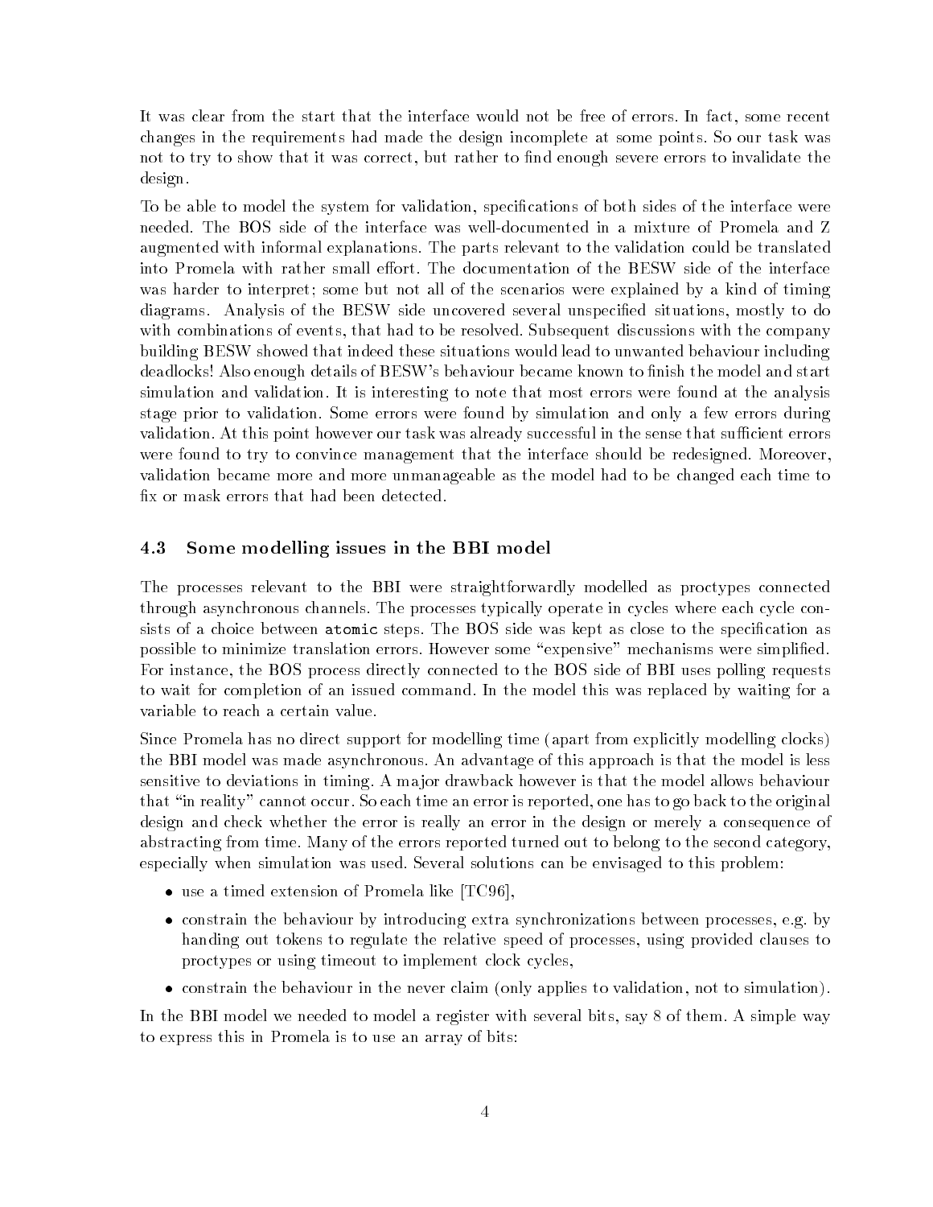It was clear from the start that the interface would not be free of errors. In fact, some recent changes in the requirements had made the design incomplete at some points. So our task was not to try to show that it was correct, but rather to find enough severe errors to invalidate the design.

To be able to model the system for validation, specifications of both sides of the interface were needed. The BOS side of the interface was well-documented in a mixture of Promela and Z augmented with informal explanations. The parts relevant to the validation could be translated into Promela with rather small effort. The documentation of the BESW side of the interface was harder to interpret; some but not all of the scenarios were explained by a kind of timing diagrams. Analysis of the BESW side uncovered several unspecified situations, mostly to do with combinations of events, that had to be resolved. Subsequent discussions with the company building BESW showed that indeed these situations would lead to unwanted behaviour including deadlocks! Also enough details of BESW's behaviour became known to finish the model and start simulation and validation. It is interesting to note that most errors were found at the analysis stage prior to validation. Some errors were found by simulation and only a few errors during validation. At this point however our task was already successful in the sense that sufficient errors were found to try to convince management that the interface should be redesigned. Moreover, validation became more and more unmanageable as the model had to be changed each time to fix or mask errors that had been detected.

### 4.3 Some modelling issues in the BBI model

The processes relevant to the BBI were straightforwardly modelled as proctypes connected through asynchronous channels. The processes typically operate in cycles where each cycle consists of a choice between `atomic` steps. The BOS side was kept as close to the specification as possible to minimize translation errors. However some "expensive" mechanisms were simplified. For instance, the BOS process directly connected to the BOS side of BBI uses polling requests to wait for completion of an issued command. In the model this was replaced by waiting for a variable to reach a certain value.

Since Promela has no direct support for modelling time (apart from explicitly modelling clocks) the BBI model was made asynchronous. An advantage of this approach is that the model is less sensitive to deviations in timing. A major drawback however is that the model allows behaviour that "in reality" cannot occur. So each time an error is reported, one has to go back to the original design and check whether the error is really an error in the design or merely a consequence of abstracting from time. Many of the errors reported turned out to belong to the second category, especially when simulation was used. Several solutions can be envisaged to this problem:

- use a timed extension of Promela like [TC96],
- constrain the behaviour by introducing extra synchronizations between processes, e.g. by handing out tokens to regulate the relative speed of processes, using provided clauses to proctypes or using timeout to implement clock cycles,
- constrain the behaviour in the never claim (only applies to validation, not to simulation).

In the BBI model we needed to model a register with several bits, say 8 of them. A simple way to express this in Promela is to use an array of bits: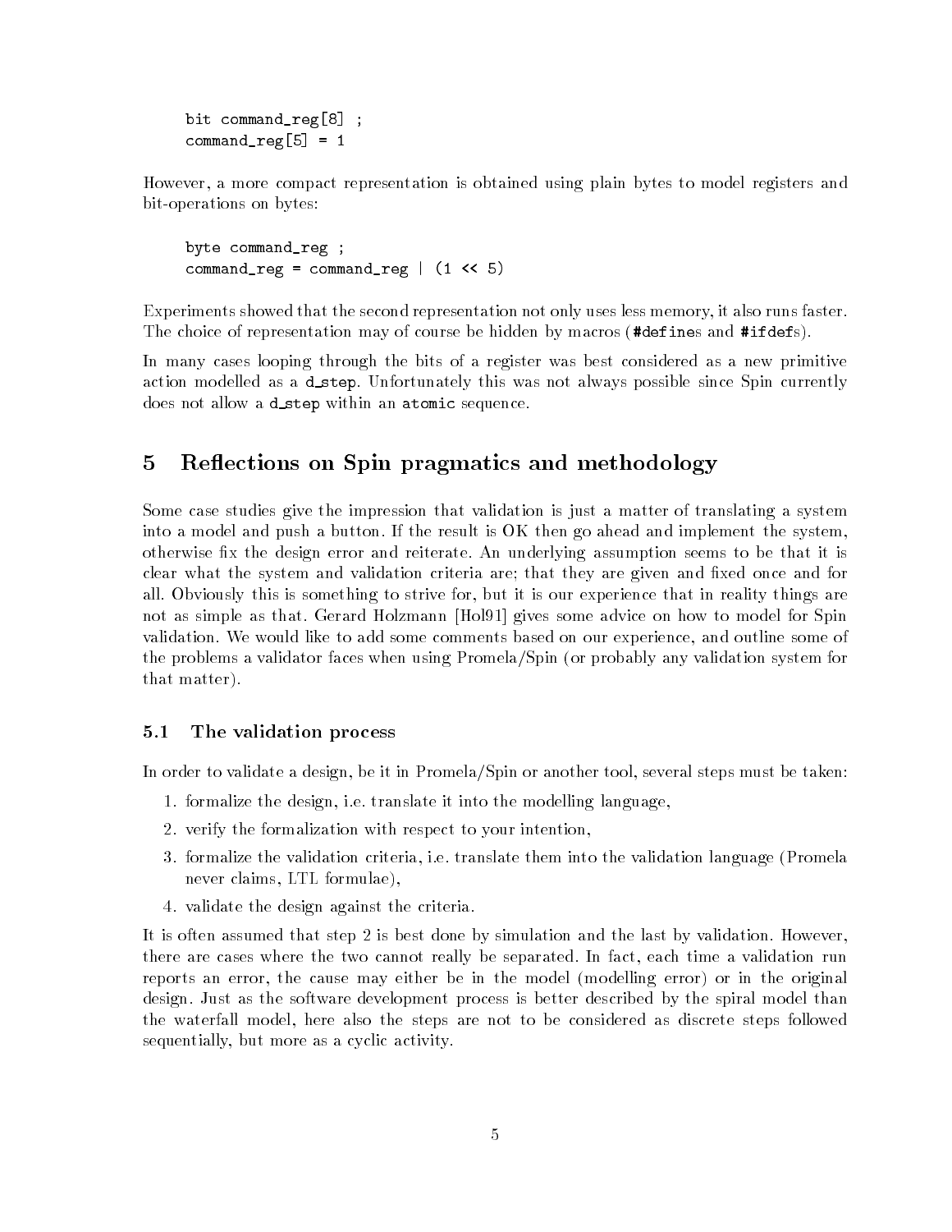```
bit command_reg[8] ;
command_reg[5] = 1
```

However, a more compact representation is obtained using plain bytes to model registers and bit-operations on bytes:

```
byte command_reg ;
command_reg = command_reg | (1 << 5)
```

Experiments showed that the second representation not only uses less memory, it also runs faster. The choice of representation may of course be hidden by macros (**#define**s and **#ifdef**s).

In many cases looping through the bits of a register was best considered as a new primitive action modelled as a `d_step`. Unfortunately this was not always possible since Spin currently does not allow a `d_step` within an `atomic` sequence.

# 5 Reflections on Spin pragmatics and methodology

Some case studies give the impression that validation is just a matter of translating a system into a model and push a button. If the result is OK then go ahead and implement the system, otherwise fix the design error and reiterate. An underlying assumption seems to be that it is clear what the system and validation criteria are; that they are given and fixed once and for all. Obviously this is something to strive for, but it is our experience that in reality things are not as simple as that. Gerard Holzmann [Hol91] gives some advice on how to model for Spin validation. We would like to add some comments based on our experience, and outline some of the problems a validator faces when using Promela/Spin (or probably any validation system for that matter).

## 5.1 The validation process

In order to validate a design, be it in Promela/Spin or another tool, several steps must be taken:

1. formalize the design, i.e. translate it into the modelling language,
2. verify the formalization with respect to your intention,
3. formalize the validation criteria, i.e. translate them into the validation language (Promela never claims, LTL formulae),
4. validate the design against the criteria.

It is often assumed that step 2 is best done by simulation and the last by validation. However, there are cases where the two cannot really be separated. In fact, each time a validation run reports an error, the cause may either be in the model (modelling error) or in the original design. Just as the software development process is better described by the spiral model than the waterfall model, here also the steps are not to be considered as discrete steps followed sequentially, but more as a cyclic activity.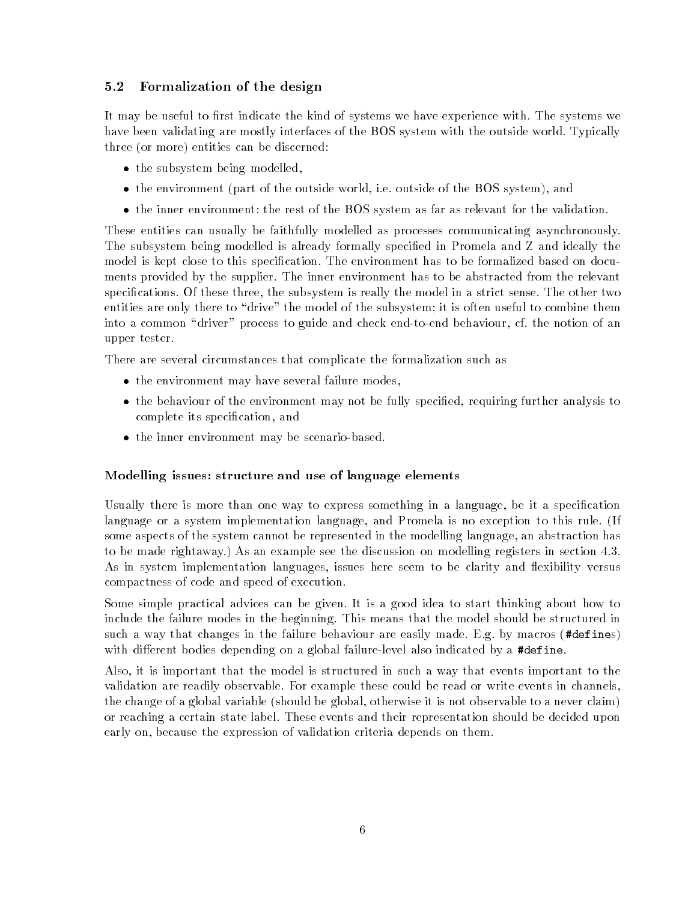## 5.2 Formalization of the design

It may be useful to first indicate the kind of systems we have experience with. The systems we have been validating are mostly interfaces of the BOS system with the outside world. Typically three (or more) entities can be discerned:

- the subsystem being modelled,
- the environment (part of the outside world, i.e. outside of the BOS system), and
- the inner environment: the rest of the BOS system as far as relevant for the validation.

These entities can usually be faithfully modelled as processes communicating asynchronously. The subsystem being modelled is already formally specified in Promela and Z and ideally the model is kept close to this specification. The environment has to be formalized based on documents provided by the supplier. The inner environment has to be abstracted from the relevant specifications. Of these three, the subsystem is really the model in a strict sense. The other two entities are only there to "drive" the model of the subsystem; it is often useful to combine them into a common "driver" process to guide and check end-to-end behaviour, cf. the notion of an upper tester.

There are several circumstances that complicate the formalization such as

- the environment may have several failure modes,
- the behaviour of the environment may not be fully specified, requiring further analysis to complete its specification, and
- the inner environment may be scenario-based.

### Modelling issues: structure and use of language elements

Usually there is more than one way to express something in a language, be it a specification language or a system implementation language, and Promela is no exception to this rule. (If some aspects of the system cannot be represented in the modelling language, an abstraction has to be made rightaway.) As an example see the discussion on modelling registers in section 4.3. As in system implementation languages, issues here seem to be clarity and flexibility versus compactness of code and speed of execution.

Some simple practical advices can be given. It is a good idea to start thinking about how to include the failure modes in the beginning. This means that the model should be structured in such a way that changes in the failure behaviour are easily made. E.g. by macros (`#define`s) with different bodies depending on a global failure-level also indicated by a `#define`.

Also, it is important that the model is structured in such a way that events important to the validation are readily observable. For example these could be read or write events in channels, the change of a global variable (should be global, otherwise it is not observable to a never claim) or reaching a certain state label. These events and their representation should be decided upon early on, because the expression of validation criteria depends on them.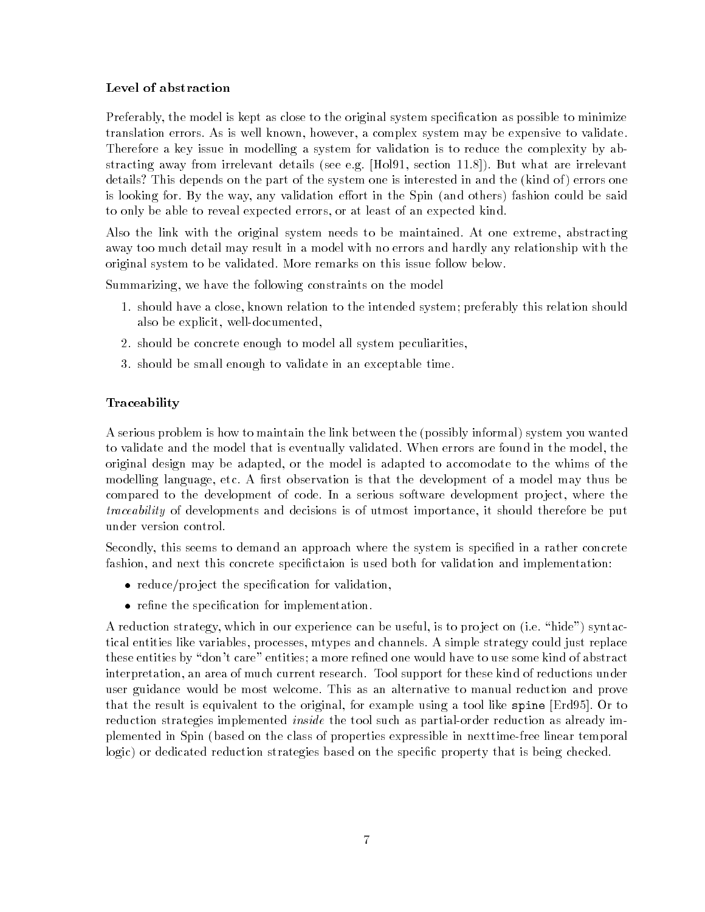### Level of abstraction

Preferably, the model is kept as close to the original system specification as possible to minimize translation errors. As is well known, however, a complex system may be expensive to validate. Therefore a key issue in modelling a system for validation is to reduce the complexity by abstracting away from irrelevant details (see e.g. [Hol91, section 11.8]). But what are irrelevant details? This depends on the part of the system one is interested in and the (kind of) errors one is looking for. By the way, any validation effort in the Spin (and others) fashion could be said to only be able to reveal expected errors, or at least of an expected kind.

Also the link with the original system needs to be maintained. At one extreme, abstracting away too much detail may result in a model with no errors and hardly any relationship with the original system to be validated. More remarks on this issue follow below.

Summarizing, we have the following constraints on the model

1. should have a close, known relation to the intended system; preferably this relation should also be explicit, well-documented,
2. should be concrete enough to model all system peculiarities,
3. should be small enough to validate in an exceptable time.

### Traceability

A serious problem is how to maintain the link between the (possibly informal) system you wanted to validate and the model that is eventually validated. When errors are found in the model, the original design may be adapted, or the model is adapted to accomodate to the whims of the modelling language, etc. A first observation is that the development of a model may thus be compared to the development of code. In a serious software development project, where the *traceability* of developments and decisions is of utmost importance, it should therefore be put under version control.

Secondly, this seems to demand an approach where the system is specified in a rather concrete fashion, and next this concrete specifictaion is used both for validation and implementation:

- reduce/project the specification for validation,
- refine the specification for implementation.

A reduction strategy, which in our experience can be useful, is to project on (i.e. "hide") syntactical entities like variables, processes, mtypes and channels. A simple strategy could just replace these entities by "don't care" entities; a more refined one would have to use some kind of abstract interpretation, an area of much current research. Tool support for these kind of reductions under user guidance would be most welcome. This as an alternative to manual reduction and prove that the result is equivalent to the original, for example using a tool like `spine` [Erd95]. Or to reduction strategies implemented *inside* the tool such as partial-order reduction as already implemented in Spin (based on the class of properties expressible in nexttime-free linear temporal logic) or dedicated reduction strategies based on the specific property that is being checked.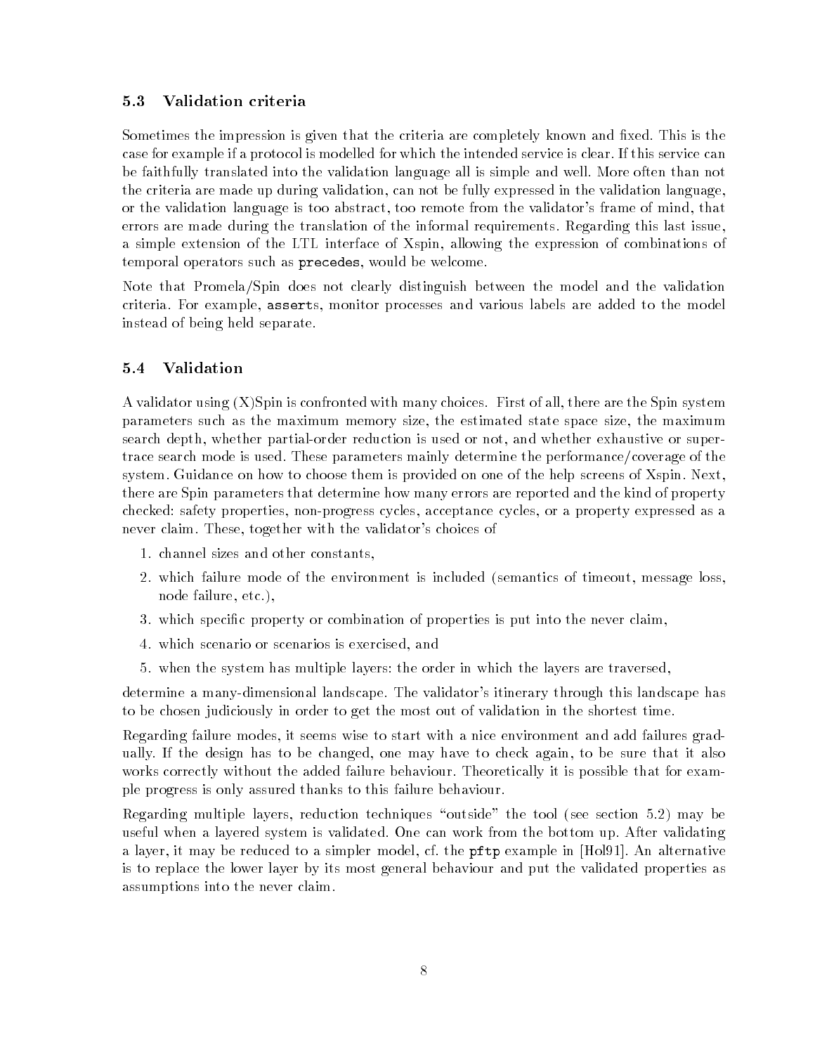### 5.3 Validation criteria

Sometimes the impression is given that the criteria are completely known and fixed. This is the case for example if a protocol is modelled for which the intended service is clear. If this service can be faithfully translated into the validation language all is simple and well. More often than not the criteria are made up during validation, can not be fully expressed in the validation language, or the validation language is too abstract, too remote from the validator's frame of mind, that errors are made during the translation of the informal requirements. Regarding this last issue, a simple extension of the LTL interface of Xspin, allowing the expression of combinations of temporal operators such as `precedes`, would be welcome.

Note that Promela/Spin does not clearly distinguish between the model and the validation criteria. For example, `assert`s, monitor processes and various labels are added to the model instead of being held separate.

### 5.4 Validation

A validator using (X)Spin is confronted with many choices. First of all, there are the Spin system parameters such as the maximum memory size, the estimated state space size, the maximum search depth, whether partial-order reduction is used or not, and whether exhaustive or super-trace search mode is used. These parameters mainly determine the performance/coverage of the system. Guidance on how to choose them is provided on one of the help screens of Xspin. Next, there are Spin parameters that determine how many errors are reported and the kind of property checked: safety properties, non-progress cycles, acceptance cycles, or a property expressed as a never claim. These, together with the validator's choices of

1. channel sizes and other constants,
2. which failure mode of the environment is included (semantics of timeout, message loss, node failure, etc.),
3. which specific property or combination of properties is put into the never claim,
4. which scenario or scenarios is exercised, and
5. when the system has multiple layers: the order in which the layers are traversed,

determine a many-dimensional landscape. The validator's itinerary through this landscape has to be chosen judiciously in order to get the most out of validation in the shortest time.

Regarding failure modes, it seems wise to start with a nice environment and add failures gradually. If the design has to be changed, one may have to check again, to be sure that it also works correctly without the added failure behaviour. Theoretically it is possible that for example progress is only assured thanks to this failure behaviour.

Regarding multiple layers, reduction techniques "outside" the tool (see section 5.2) may be useful when a layered system is validated. One can work from the bottom up. After validating a layer, it may be reduced to a simpler model, cf. the `pftp` example in [Hol91]. An alternative is to replace the lower layer by its most general behaviour and put the validated properties as assumptions into the never claim.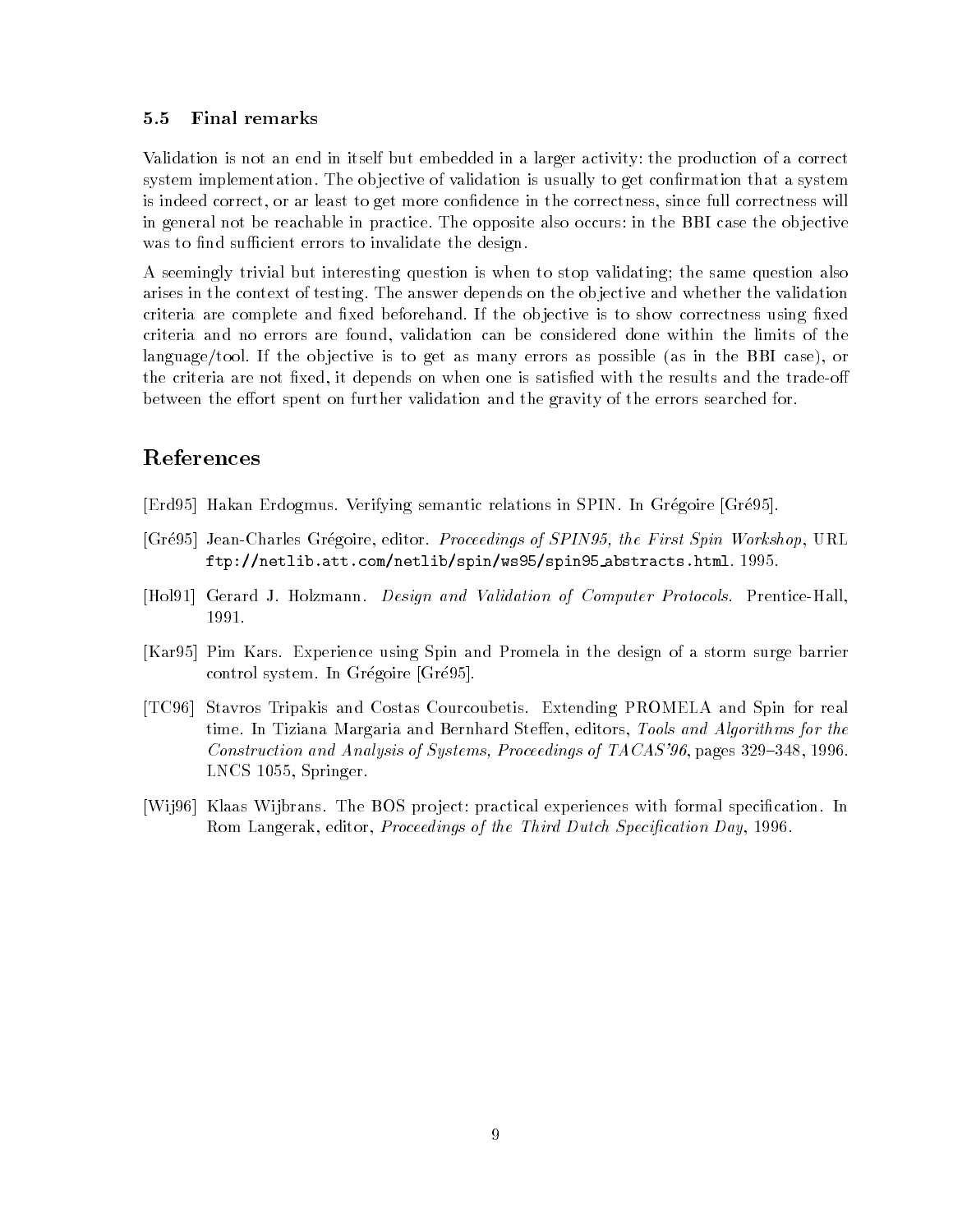### 5.5 Final remarks

Validation is not an end in itself but embedded in a larger activity: the production of a correct system implementation. The objective of validation is usually to get confirmation that a system is indeed correct, or ar least to get more confidence in the correctness, since full correctness will in general not be reachable in practice. The opposite also occurs: in the BBI case the objective was to find sufficient errors to invalidate the design.

A seemingly trivial but interesting question is when to stop validating; the same question also arises in the context of testing. The answer depends on the objective and whether the validation criteria are complete and fixed beforehand. If the objective is to show correctness using fixed criteria and no errors are found, validation can be considered done within the limits of the language/tool. If the objective is to get as many errors as possible (as in the BBI case), or the criteria are not fixed, it depends on when one is satisfied with the results and the trade-off between the effort spent on further validation and the gravity of the errors searched for.

## References

[Erd95] Hakan Erdogmus. Verifying semantic relations in SPIN. In Grégoire [Gré95].

[Gré95] Jean-Charles Grégoire, editor. *Proceedings of SPIN95, the First Spin Workshop*, URL `ftp://netlib.att.com/netlib/spin/ws95/spin95_abstracts.html`. 1995.

[Hol91] Gerard J. Holzmann. *Design and Validation of Computer Protocols*. Prentice-Hall, 1991.

[Kar95] Pim Kars. Experience using Spin and Promela in the design of a storm surge barrier control system. In Grégoire [Gré95].

[TC96] Stavros Tripakis and Costas Courcoubetis. Extending PROMELA and Spin for real time. In Tiziana Margaria and Bernhard Steffen, editors, *Tools and Algorithms for the Construction and Analysis of Systems, Proceedings of TACAS'96*, pages 329–348, 1996. LNCS 1055, Springer.

[Wij96] Klaas Wijbrans. The BOS project: practical experiences with formal specification. In Rom Langerak, editor, *Proceedings of the Third Dutch Specification Day*, 1996.